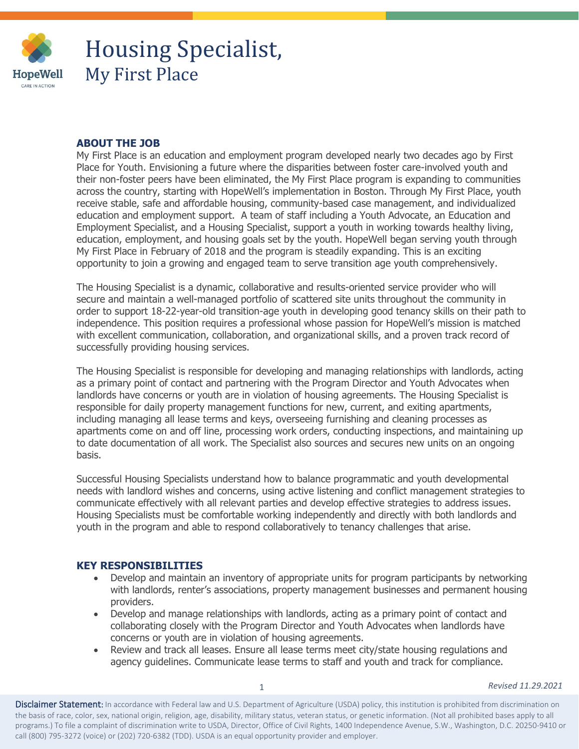# Housing Specialist,
## My First Place

### ABOUT THE JOB

My First Place is an education and employment program developed nearly two decades ago by First Place for Youth. Envisioning a future where the disparities between foster care-involved youth and their non-foster peers have been eliminated, the My First Place program is expanding to communities across the country, starting with HopeWell's implementation in Boston. Through My First Place, youth receive stable, safe and affordable housing, community-based case management, and individualized education and employment support. A team of staff including a Youth Advocate, an Education and Employment Specialist, and a Housing Specialist, support a youth in working towards healthy living, education, employment, and housing goals set by the youth. HopeWell began serving youth through My First Place in February of 2018 and the program is steadily expanding. This is an exciting opportunity to join a growing and engaged team to serve transition age youth comprehensively.

The Housing Specialist is a dynamic, collaborative and results-oriented service provider who will secure and maintain a well-managed portfolio of scattered site units throughout the community in order to support 18-22-year-old transition-age youth in developing good tenancy skills on their path to independence. This position requires a professional whose passion for HopeWell's mission is matched with excellent communication, collaboration, and organizational skills, and a proven track record of successfully providing housing services.

The Housing Specialist is responsible for developing and managing relationships with landlords, acting as a primary point of contact and partnering with the Program Director and Youth Advocates when landlords have concerns or youth are in violation of housing agreements. The Housing Specialist is responsible for daily property management functions for new, current, and exiting apartments, including managing all lease terms and keys, overseeing furnishing and cleaning processes as apartments come on and off line, processing work orders, conducting inspections, and maintaining up to date documentation of all work. The Specialist also sources and secures new units on an ongoing basis.

Successful Housing Specialists understand how to balance programmatic and youth developmental needs with landlord wishes and concerns, using active listening and conflict management strategies to communicate effectively with all relevant parties and develop effective strategies to address issues. Housing Specialists must be comfortable working independently and directly with both landlords and youth in the program and able to respond collaboratively to tenancy challenges that arise.

### KEY RESPONSIBILITIES

- Develop and maintain an inventory of appropriate units for program participants by networking with landlords, renter's associations, property management businesses and permanent housing providers.
- Develop and manage relationships with landlords, acting as a primary point of contact and collaborating closely with the Program Director and Youth Advocates when landlords have concerns or youth are in violation of housing agreements.
- Review and track all leases. Ensure all lease terms meet city/state housing regulations and agency guidelines. Communicate lease terms to staff and youth and track for compliance.

*Revised 11.29.2021*

**Disclaimer Statement:** In accordance with Federal law and U.S. Department of Agriculture (USDA) policy, this institution is prohibited from discrimination on the basis of race, color, sex, national origin, religion, age, disability, military status, veteran status, or genetic information. (Not all prohibited bases apply to all programs.) To file a complaint of discrimination write to USDA, Director, Office of Civil Rights, 1400 Independence Avenue, S.W., Washington, D.C. 20250-9410 or call (800) 795-3272 (voice) or (202) 720-6382 (TDD). USDA is an equal opportunity provider and employer.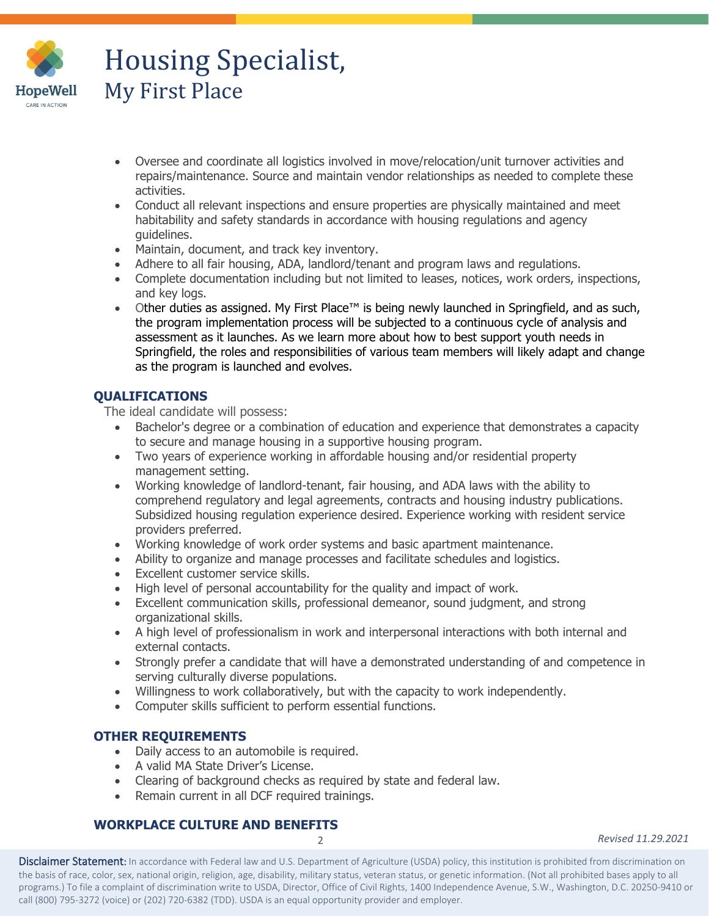- Oversee and coordinate all logistics involved in move/relocation/unit turnover activities and repairs/maintenance. Source and maintain vendor relationships as needed to complete these activities.
- Conduct all relevant inspections and ensure properties are physically maintained and meet habitability and safety standards in accordance with housing regulations and agency guidelines.
- Maintain, document, and track key inventory.
- Adhere to all fair housing, ADA, landlord/tenant and program laws and regulations.
- Complete documentation including but not limited to leases, notices, work orders, inspections, and key logs.
- Other duties as assigned. My First Place™ is being newly launched in Springfield, and as such, the program implementation process will be subjected to a continuous cycle of analysis and assessment as it launches. As we learn more about how to best support youth needs in Springfield, the roles and responsibilities of various team members will likely adapt and change as the program is launched and evolves.

## QUALIFICATIONS

The ideal candidate will possess:

- Bachelor's degree or a combination of education and experience that demonstrates a capacity to secure and manage housing in a supportive housing program.
- Two years of experience working in affordable housing and/or residential property management setting.
- Working knowledge of landlord-tenant, fair housing, and ADA laws with the ability to comprehend regulatory and legal agreements, contracts and housing industry publications. Subsidized housing regulation experience desired. Experience working with resident service providers preferred.
- Working knowledge of work order systems and basic apartment maintenance.
- Ability to organize and manage processes and facilitate schedules and logistics.
- Excellent customer service skills.
- High level of personal accountability for the quality and impact of work.
- Excellent communication skills, professional demeanor, sound judgment, and strong organizational skills.
- A high level of professionalism in work and interpersonal interactions with both internal and external contacts.
- Strongly prefer a candidate that will have a demonstrated understanding of and competence in serving culturally diverse populations.
- Willingness to work collaboratively, but with the capacity to work independently.
- Computer skills sufficient to perform essential functions.

## OTHER REQUIREMENTS

- Daily access to an automobile is required.
- A valid MA State Driver's License.
- Clearing of background checks as required by state and federal law.
- Remain current in all DCF required trainings.

## WORKPLACE CULTURE AND BENEFITS

*Revised 11.29.2021*

**Disclaimer Statement:** In accordance with Federal law and U.S. Department of Agriculture (USDA) policy, this institution is prohibited from discrimination on the basis of race, color, sex, national origin, religion, age, disability, military status, veteran status, or genetic information. (Not all prohibited bases apply to all programs.) To file a complaint of discrimination write to USDA, Director, Office of Civil Rights, 1400 Independence Avenue, S.W., Washington, D.C. 20250-9410 or call (800) 795-3272 (voice) or (202) 720-6382 (TDD). USDA is an equal opportunity provider and employer.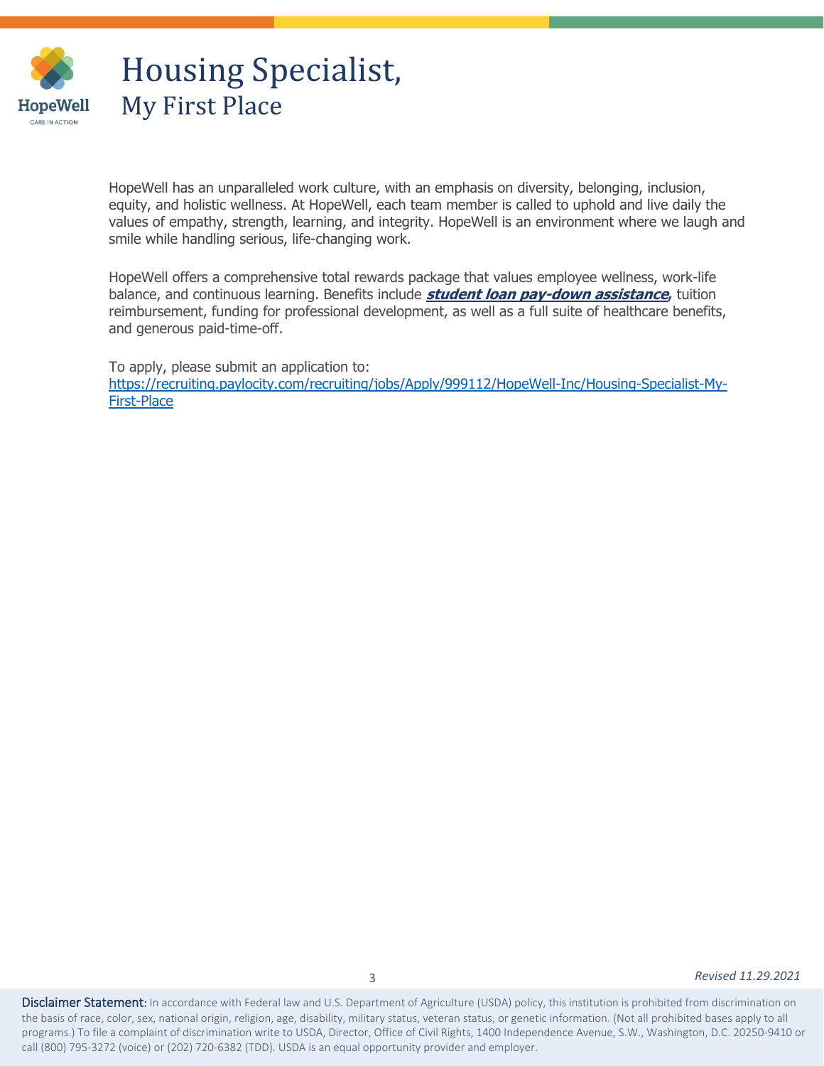# Housing Specialist,
## My First Place

HopeWell has an unparalleled work culture, with an emphasis on diversity, belonging, inclusion, equity, and holistic wellness. At HopeWell, each team member is called to uphold and live daily the values of empathy, strength, learning, and integrity. HopeWell is an environment where we laugh and smile while handling serious, life-changing work.

HopeWell offers a comprehensive total rewards package that values employee wellness, work-life balance, and continuous learning. Benefits include ***student loan pay-down assistance***, tuition reimbursement, funding for professional development, as well as a full suite of healthcare benefits, and generous paid-time-off.

To apply, please submit an application to:
https://recruiting.paylocity.com/recruiting/jobs/Apply/999112/HopeWell-Inc/Housing-Specialist-My-First-Place

*Revised 11.29.2021*

**Disclaimer Statement:** In accordance with Federal law and U.S. Department of Agriculture (USDA) policy, this institution is prohibited from discrimination on the basis of race, color, sex, national origin, religion, age, disability, military status, veteran status, or genetic information. (Not all prohibited bases apply to all programs.) To file a complaint of discrimination write to USDA, Director, Office of Civil Rights, 1400 Independence Avenue, S.W., Washington, D.C. 20250-9410 or call (800) 795-3272 (voice) or (202) 720-6382 (TDD). USDA is an equal opportunity provider and employer.